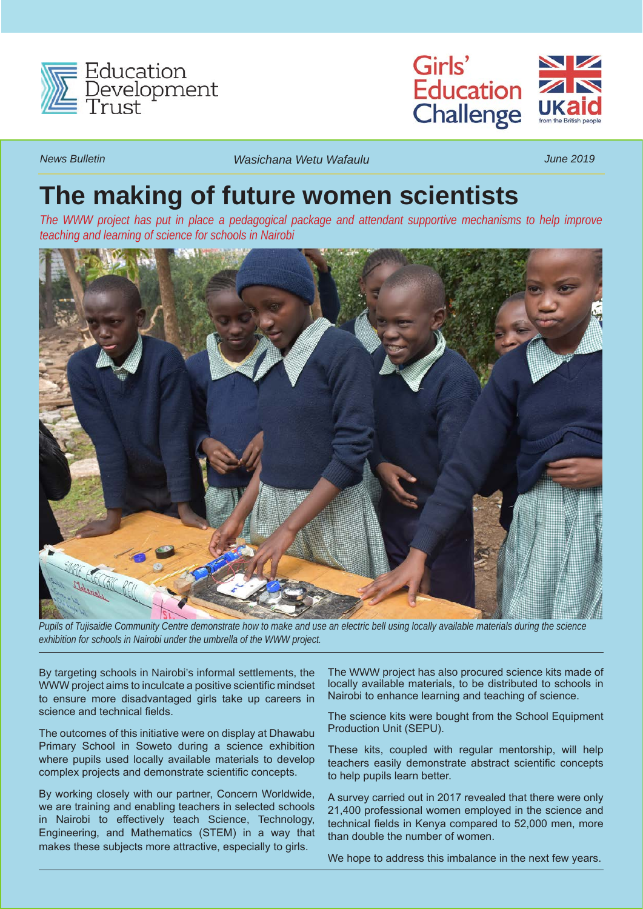Education Development Trust

Girls' Education Challenge

UKaid from the British people

*News Bulletin* | *Wasichana Wetu Wafaulu* | *June 2019*

# The making of future women scientists

*The WWW project has put in place a pedagogical package and attendant supportive mechanisms to help improve teaching and learning of science for schools in Nairobi*

*Pupils of Tujisaidie Community Centre demonstrate how to make and use an electric bell using locally available materials during the science exhibition for schools in Nairobi under the umbrella of the WWW project.*

By targeting schools in Nairobi's informal settlements, the WWW project aims to inculcate a positive scientific mindset to ensure more disadvantaged girls take up careers in science and technical fields.

The outcomes of this initiative were on display at Dhawabu Primary School in Soweto during a science exhibition where pupils used locally available materials to develop complex projects and demonstrate scientific concepts.

By working closely with our partner, Concern Worldwide, we are training and enabling teachers in selected schools in Nairobi to effectively teach Science, Technology, Engineering, and Mathematics (STEM) in a way that makes these subjects more attractive, especially to girls.

The WWW project has also procured science kits made of locally available materials, to be distributed to schools in Nairobi to enhance learning and teaching of science.

The science kits were bought from the School Equipment Production Unit (SEPU).

These kits, coupled with regular mentorship, will help teachers easily demonstrate abstract scientific concepts to help pupils learn better.

A survey carried out in 2017 revealed that there were only 21,400 professional women employed in the science and technical fields in Kenya compared to 52,000 men, more than double the number of women.

We hope to address this imbalance in the next few years.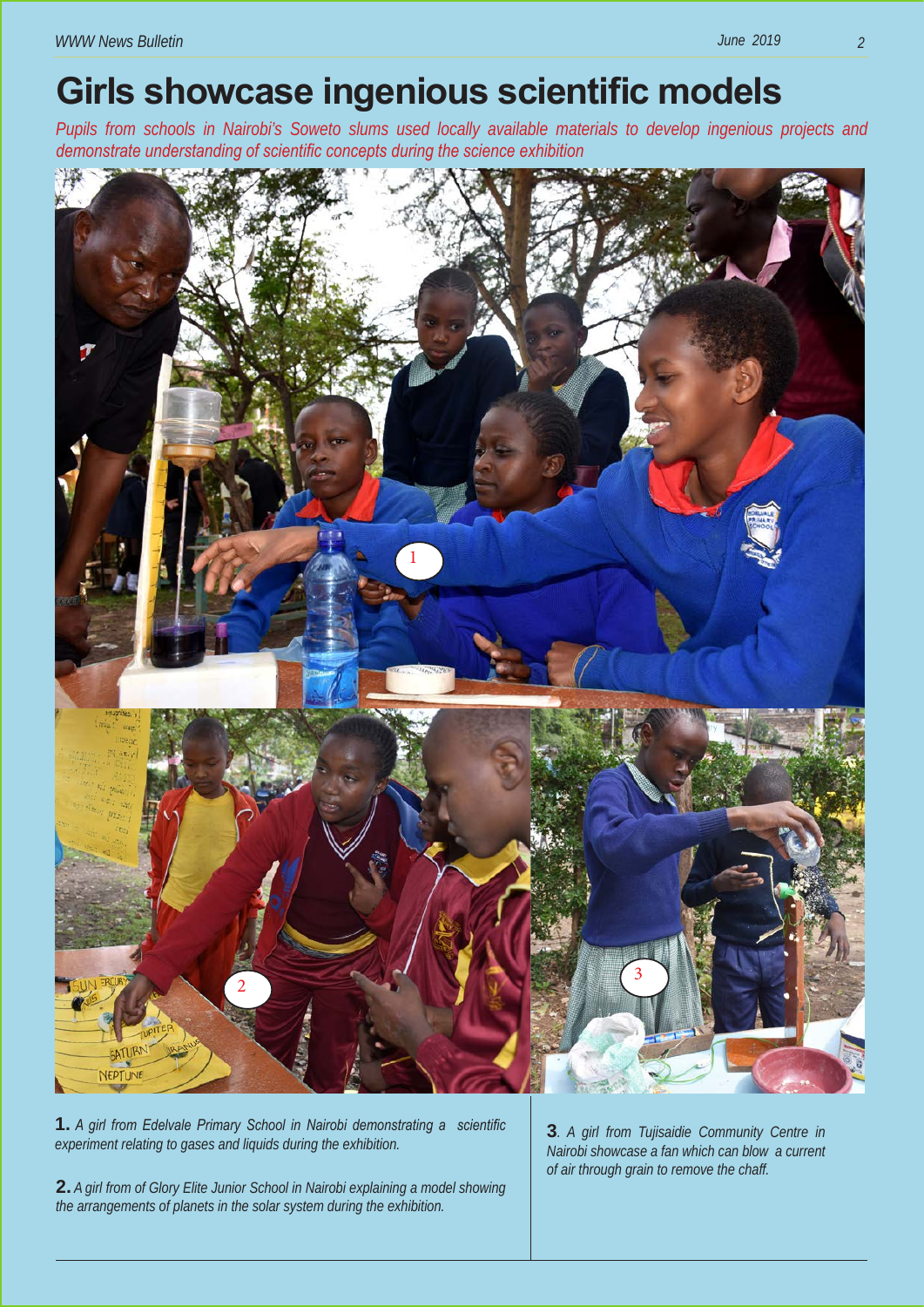# Girls showcase ingenious scientific models

*Pupils from schools in Nairobi's Soweto slums used locally available materials to develop ingenious projects and demonstrate understanding of scientific concepts during the science exhibition*

**1.** *A girl from Edelvale Primary School in Nairobi demonstrating a scientific experiment relating to gases and liquids during the exhibition.*

**2.** *A girl from Glory Elite Junior School in Nairobi explaining a model showing the arrangements of planets in the solar system during the exhibition.*

**3**. *A girl from Tujisaidie Community Centre in Nairobi showcase a fan which can blow a current of air through grain to remove the chaff.*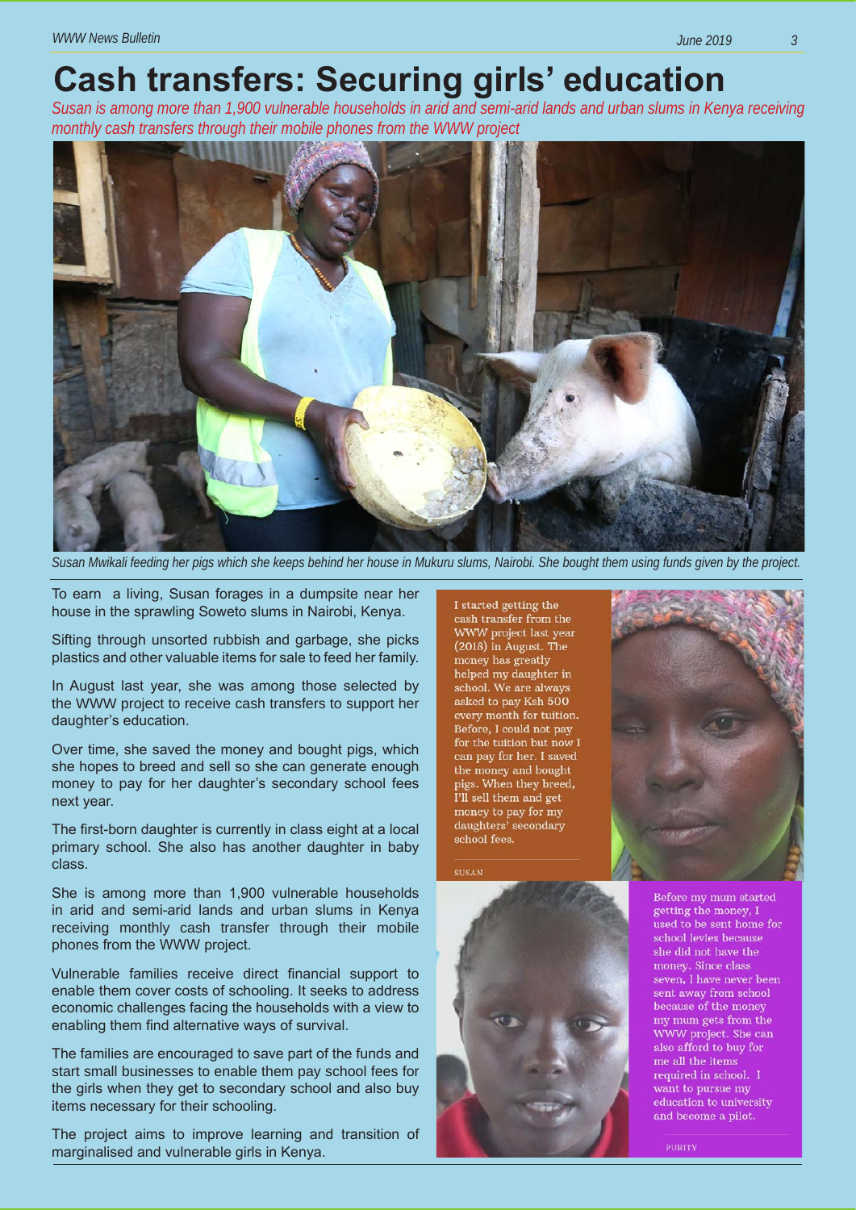# Cash transfers: Securing girls' education

*Susan is among more than 1,900 vulnerable households in arid and semi-arid lands and urban slums in Kenya receiving monthly cash transfers through their mobile phones from the WWW project*

*Susan Mwikali feeding her pigs which she keeps behind her house in Mukuru slums, Nairobi. She bought them using funds given by the project.*

To earn a living, Susan forages in a dumpsite near her house in the sprawling Soweto slums in Nairobi, Kenya.

Sifting through unsorted rubbish and garbage, she picks plastics and other valuable items for sale to feed her family.

In August last year, she was among those selected by the WWW project to receive cash transfers to support her daughter's education.

Over time, she saved the money and bought pigs, which she hopes to breed and sell so she can generate enough money to pay for her daughter's secondary school fees next year.

The first-born daughter is currently in class eight at a local primary school. She also has another daughter in baby class.

She is among more than 1,900 vulnerable households in arid and semi-arid lands and urban slums in Kenya receiving monthly cash transfer through their mobile phones from the WWW project.

Vulnerable families receive direct financial support to enable them cover costs of schooling. It seeks to address economic challenges facing the households with a view to enabling them find alternative ways of survival.

The families are encouraged to save part of the funds and start small businesses to enable them pay school fees for the girls when they get to secondary school and also buy items necessary for their schooling.

The project aims to improve learning and transition of marginalised and vulnerable girls in Kenya.

> I started getting the cash transfer from the WWW project last year (2018) in August. The money has greatly helped my daughter in school. We are always asked to pay Ksh 500 every month for tuition. Before, I could not pay for the tuition but now I can pay for her. I saved the money and bought pigs. When they breed, I'll sell them and get money to pay for my daughters' secondary school fees.
>
> SUSAN

> Before my mum started getting the money, I used to be sent home for school levies because she did not have the money. Since class seven, I have never been sent away from school because of the money my mum gets from the WWW project. She can also afford to buy for me all the items required in school. I want to pursue my education to university and become a pilot.
>
> PURITY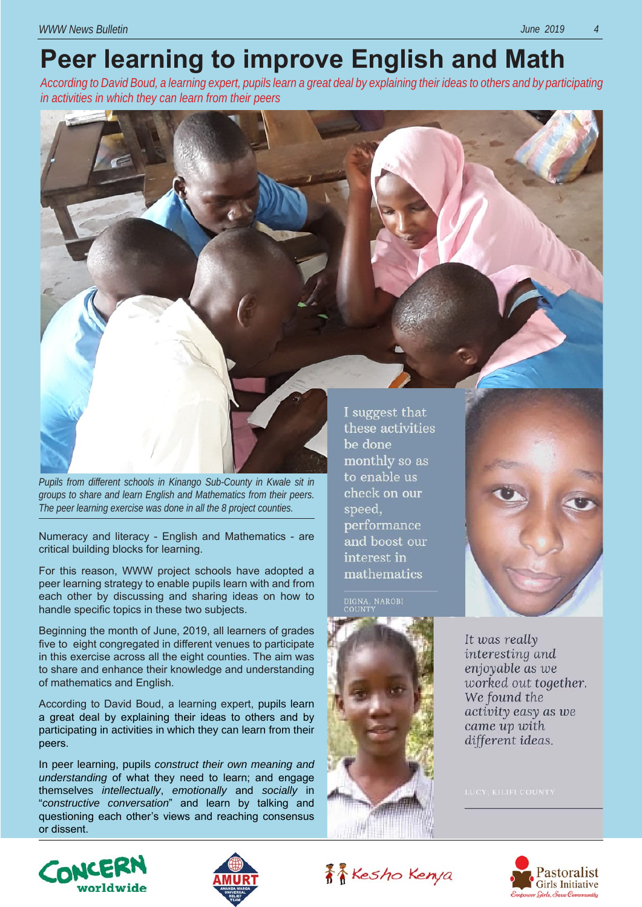# Peer learning to improve English and Math

*According to David Boud, a learning expert, pupils learn a great deal by explaining their ideas to others and by participating in activities in which they can learn from their peers*

*Pupils from different schools in Kinango Sub-County in Kwale sit in groups to share and learn English and Mathematics from their peers. The peer learning exercise was done in all the 8 project counties.*

Numeracy and literacy - English and Mathematics - are critical building blocks for learning.

For this reason, WWW project schools have adopted a peer learning strategy to enable pupils learn with and from each other by discussing and sharing ideas on how to handle specific topics in these two subjects.

Beginning the month of June, 2019, all learners of grades five to eight congregated in different venues to participate in this exercise across all the eight counties. The aim was to share and enhance their knowledge and understanding of mathematics and English.

According to David Boud, a learning expert, pupils learn a great deal by explaining their ideas to others and by participating in activities in which they can learn from their peers.

In peer learning, pupils *construct their own meaning and understanding* of what they need to learn; and engage themselves *intellectually*, *emotionally* and *socially* in "*constructive conversation*" and learn by talking and questioning each other's views and reaching consensus or dissent.

> I suggest that these activities be done monthly so as to enable us check on our speed, performance and boost our interest in mathematics
>
> DIGNA, NAROBI COUNTY

> *It was really interesting and enjoyable as we worked out together. We found the activity easy as we came up with different ideas.*
>
> LUCY, KILIFI COUNTY

Concern worldwide | AMURT | Kesho Kenya | Pastoralist Girls Initiative – Empower Girls, Save Community